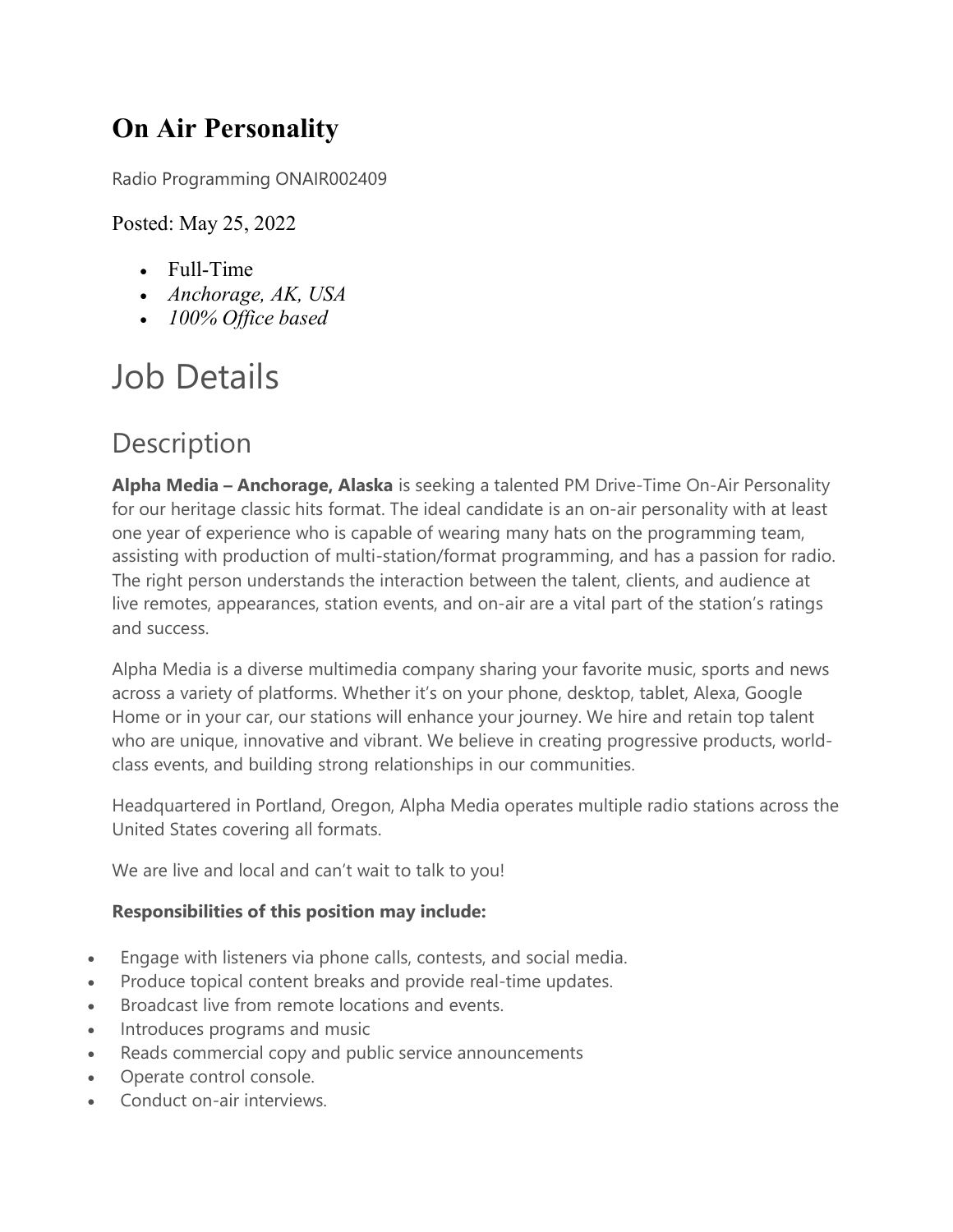# On Air Personality

Radio Programming ONAIR002409

Posted: May 25, 2022

- Full-Time
- *Anchorage, AK, USA*
- *100% Office based*

# Job Details

## Description

**Alpha Media – Anchorage, Alaska** is seeking a talented PM Drive-Time On-Air Personality for our heritage classic hits format. The ideal candidate is an on-air personality with at least one year of experience who is capable of wearing many hats on the programming team, assisting with production of multi-station/format programming, and has a passion for radio. The right person understands the interaction between the talent, clients, and audience at live remotes, appearances, station events, and on-air are a vital part of the station's ratings and success.

Alpha Media is a diverse multimedia company sharing your favorite music, sports and news across a variety of platforms. Whether it's on your phone, desktop, tablet, Alexa, Google Home or in your car, our stations will enhance your journey. We hire and retain top talent who are unique, innovative and vibrant. We believe in creating progressive products, world-class events, and building strong relationships in our communities.

Headquartered in Portland, Oregon, Alpha Media operates multiple radio stations across the United States covering all formats.

We are live and local and can't wait to talk to you!

**Responsibilities of this position may include:**

- Engage with listeners via phone calls, contests, and social media.
- Produce topical content breaks and provide real-time updates.
- Broadcast live from remote locations and events.
- Introduces programs and music
- Reads commercial copy and public service announcements
- Operate control console.
- Conduct on-air interviews.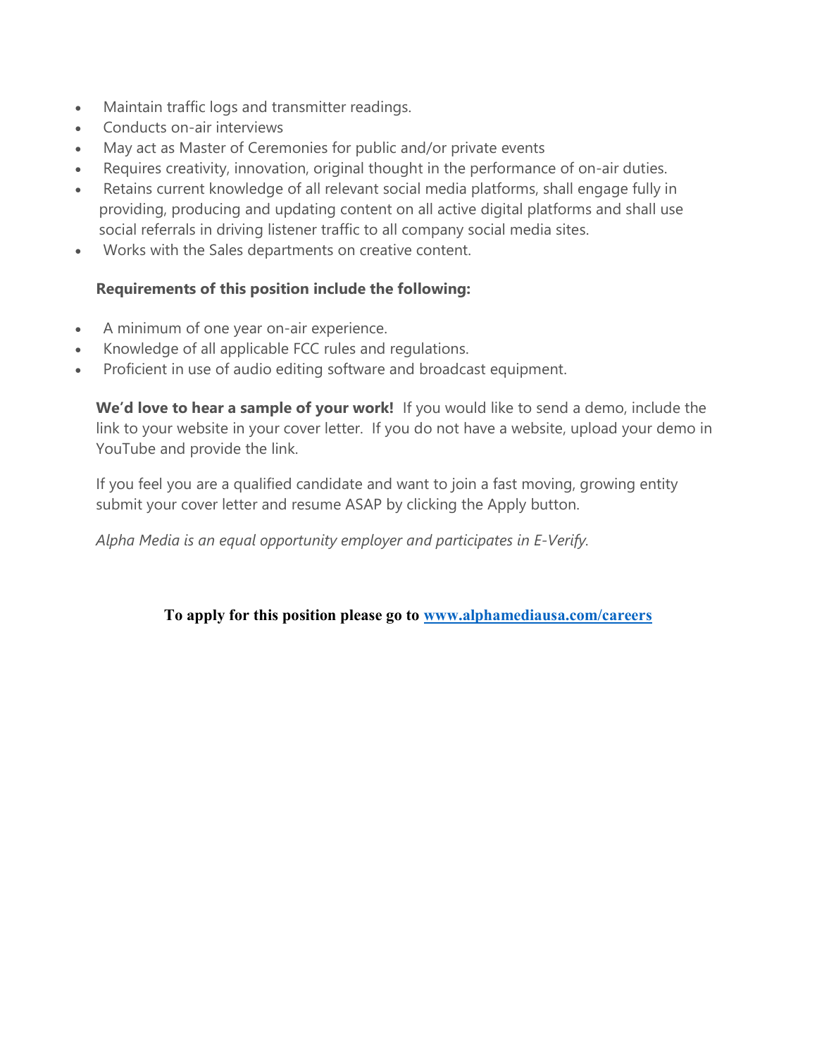- Maintain traffic logs and transmitter readings.
- Conducts on-air interviews
- May act as Master of Ceremonies for public and/or private events
- Requires creativity, innovation, original thought in the performance of on-air duties.
- Retains current knowledge of all relevant social media platforms, shall engage fully in providing, producing and updating content on all active digital platforms and shall use social referrals in driving listener traffic to all company social media sites.
- Works with the Sales departments on creative content.

**Requirements of this position include the following:**

- A minimum of one year on-air experience.
- Knowledge of all applicable FCC rules and regulations.
- Proficient in use of audio editing software and broadcast equipment.

**We'd love to hear a sample of your work!** If you would like to send a demo, include the link to your website in your cover letter. If you do not have a website, upload your demo in YouTube and provide the link.

If you feel you are a qualified candidate and want to join a fast moving, growing entity submit your cover letter and resume ASAP by clicking the Apply button.

*Alpha Media is an equal opportunity employer and participates in E-Verify.*

**To apply for this position please go to [www.alphamediausa.com/careers](www.alphamediausa.com/careers)**